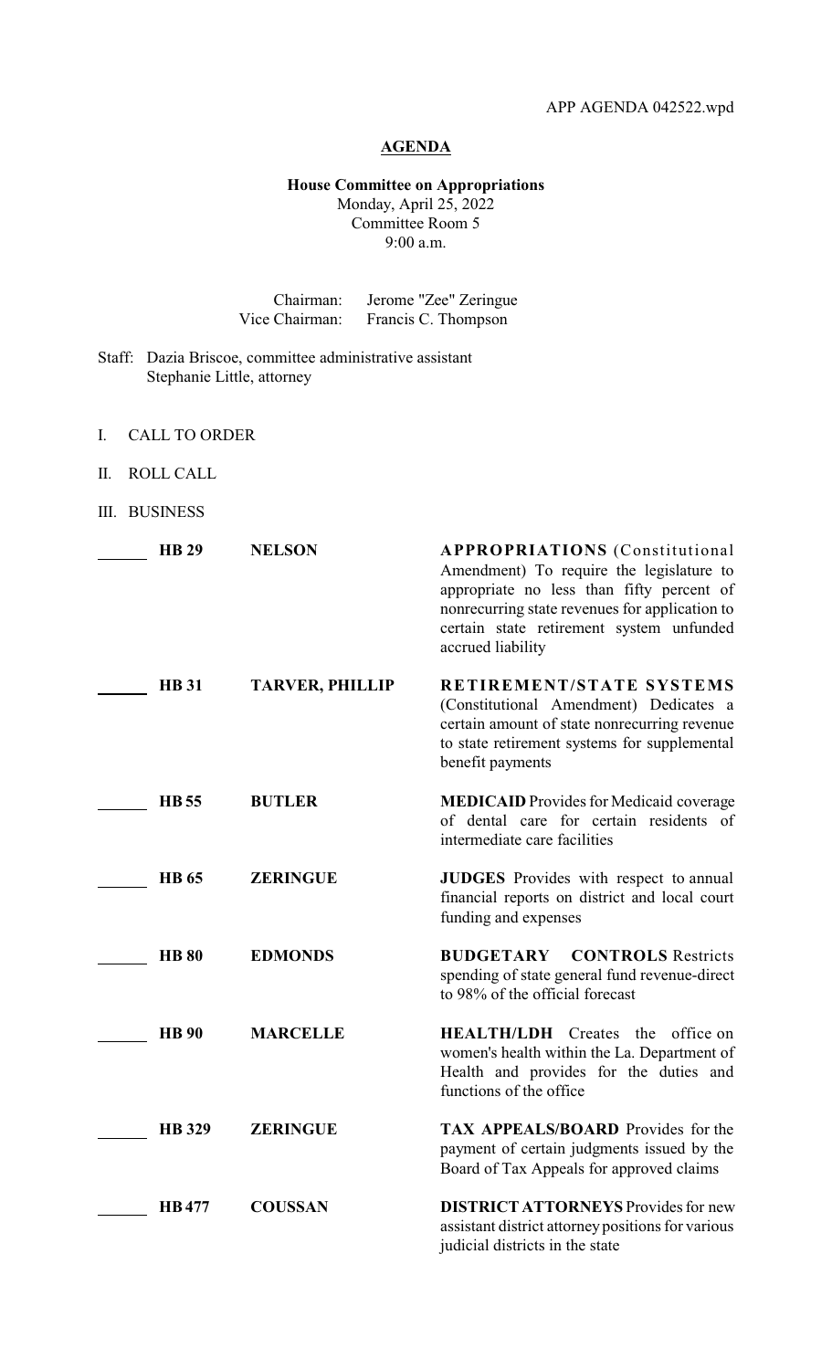APP AGENDA 042522.wpd

# AGENDA

**House Committee on Appropriations**
Monday, April 25, 2022
Committee Room 5
9:00 a.m.

Chairman: Jerome "Zee" Zeringue
Vice Chairman: Francis C. Thompson

Staff: Dazia Briscoe, committee administrative assistant
Stephanie Little, attorney

I. CALL TO ORDER

II. ROLL CALL

III. BUSINESS

| | Bill | Author | Description |
|---|---|---|---|
| ______ | **HB 29** | **NELSON** | **APPROPRIATIONS** (Constitutional Amendment) To require the legislature to appropriate no less than fifty percent of nonrecurring state revenues for application to certain state retirement system unfunded accrued liability |
| ______ | **HB 31** | **TARVER, PHILLIP** | **RETIREMENT/STATE SYSTEMS** (Constitutional Amendment) Dedicates a certain amount of state nonrecurring revenue to state retirement systems for supplemental benefit payments |
| ______ | **HB 55** | **BUTLER** | **MEDICAID** Provides for Medicaid coverage of dental care for certain residents of intermediate care facilities |
| ______ | **HB 65** | **ZERINGUE** | **JUDGES** Provides with respect to annual financial reports on district and local court funding and expenses |
| ______ | **HB 80** | **EDMONDS** | **BUDGETARY CONTROLS** Restricts spending of state general fund revenue-direct to 98% of the official forecast |
| ______ | **HB 90** | **MARCELLE** | **HEALTH/LDH** Creates the office on women's health within the La. Department of Health and provides for the duties and functions of the office |
| ______ | **HB 329** | **ZERINGUE** | **TAX APPEALS/BOARD** Provides for the payment of certain judgments issued by the Board of Tax Appeals for approved claims |
| ______ | **HB 477** | **COUSSAN** | **DISTRICT ATTORNEYS** Provides for new assistant district attorney positions for various judicial districts in the state |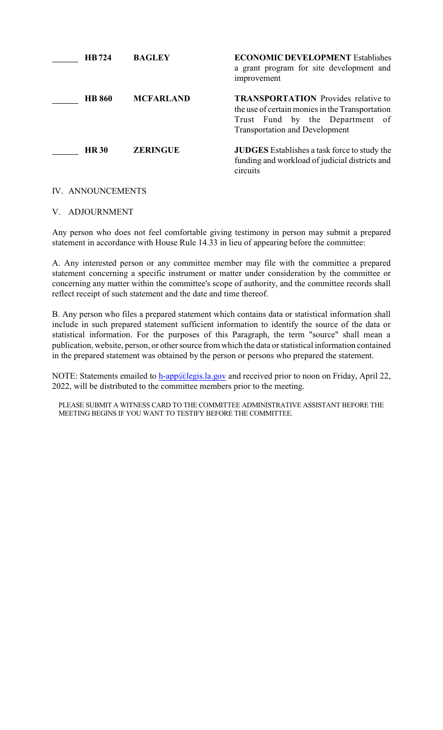| | | | |
|---|---|---|---|
| ______ | **HB 724** | **BAGLEY** | **ECONOMIC DEVELOPMENT** Establishes a grant program for site development and improvement |
| ______ | **HB 860** | **MCFARLAND** | **TRANSPORTATION** Provides relative to the use of certain monies in the Transportation Trust Fund by the Department of Transportation and Development |
| ______ | **HR 30** | **ZERINGUE** | **JUDGES** Establishes a task force to study the funding and workload of judicial districts and circuits |

IV. ANNOUNCEMENTS

V. ADJOURNMENT

Any person who does not feel comfortable giving testimony in person may submit a prepared statement in accordance with House Rule 14.33 in lieu of appearing before the committee:

A. Any interested person or any committee member may file with the committee a prepared statement concerning a specific instrument or matter under consideration by the committee or concerning any matter within the committee's scope of authority, and the committee records shall reflect receipt of such statement and the date and time thereof.

B. Any person who files a prepared statement which contains data or statistical information shall include in such prepared statement sufficient information to identify the source of the data or statistical information. For the purposes of this Paragraph, the term "source" shall mean a publication, website, person, or other source from which the data or statistical information contained in the prepared statement was obtained by the person or persons who prepared the statement.

NOTE: Statements emailed to h-app@legis.la.gov and received prior to noon on Friday, April 22, 2022, will be distributed to the committee members prior to the meeting.

PLEASE SUBMIT A WITNESS CARD TO THE COMMITTEE ADMINISTRATIVE ASSISTANT BEFORE THE MEETING BEGINS IF YOU WANT TO TESTIFY BEFORE THE COMMITTEE.